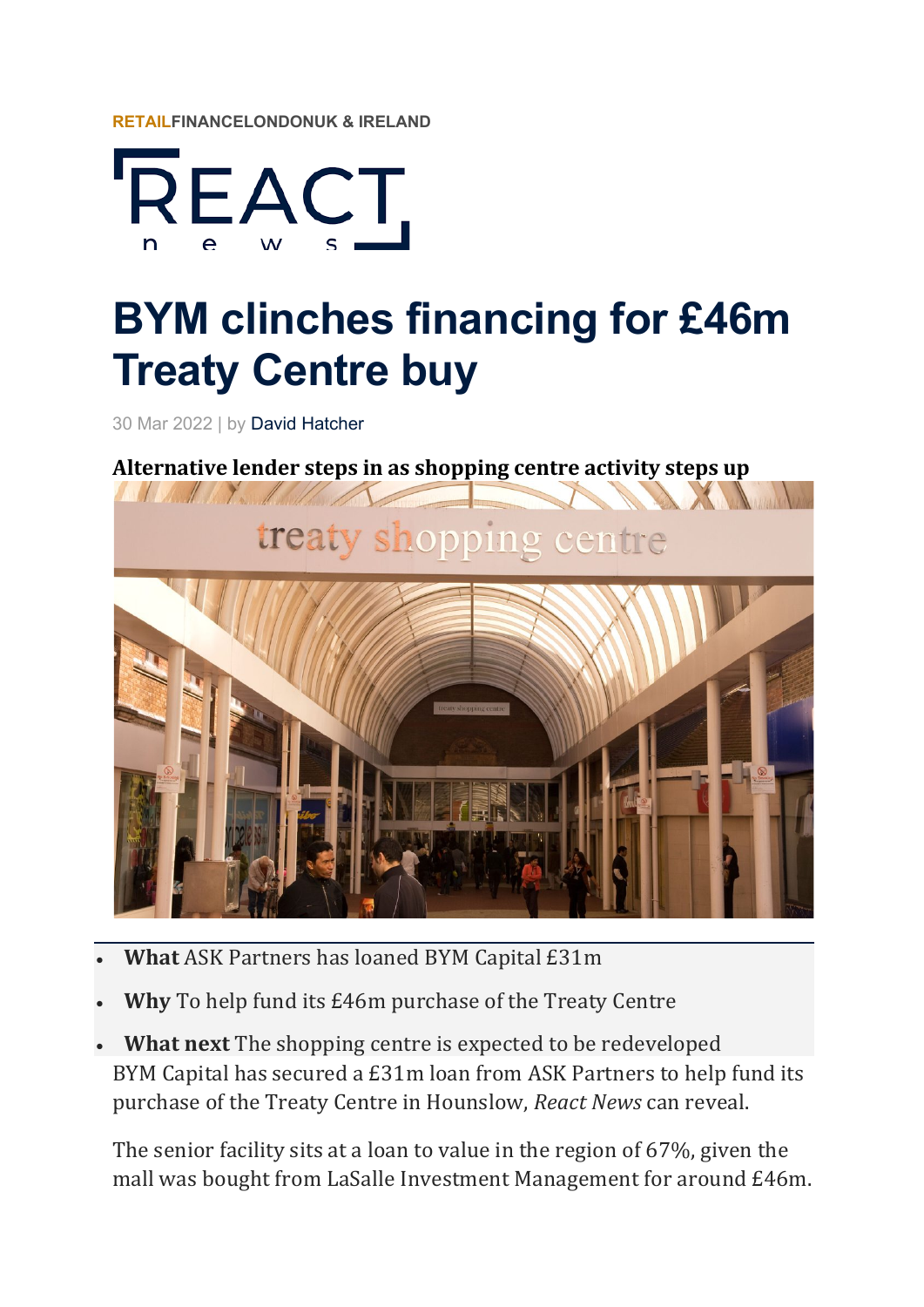RETAILFINANCELONDONUK & IRELAND

REACT news

# BYM clinches financing for £46m Treaty Centre buy

30 Mar 2022 | by David Hatcher

**Alternative lender steps in as shopping centre activity steps up**

- **What** ASK Partners has loaned BYM Capital £31m
- **Why** To help fund its £46m purchase of the Treaty Centre
- **What next** The shopping centre is expected to be redeveloped

BYM Capital has secured a £31m loan from ASK Partners to help fund its purchase of the Treaty Centre in Hounslow, *React News* can reveal.

The senior facility sits at a loan to value in the region of 67%, given the mall was bought from LaSalle Investment Management for around £46m.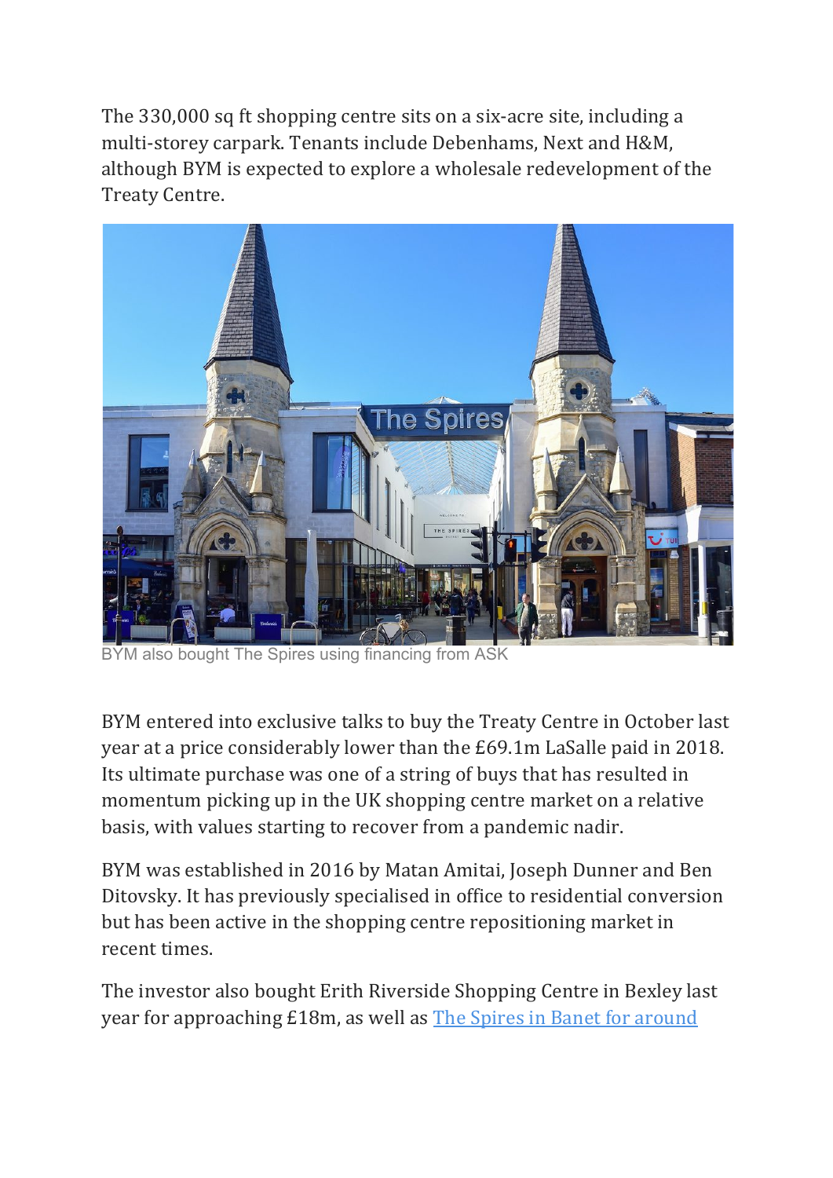The 330,000 sq ft shopping centre sits on a six-acre site, including a multi-storey carpark. Tenants include Debenhams, Next and H&M, although BYM is expected to explore a wholesale redevelopment of the Treaty Centre.

BYM also bought The Spires using financing from ASK

BYM entered into exclusive talks to buy the Treaty Centre in October last year at a price considerably lower than the £69.1m LaSalle paid in 2018. Its ultimate purchase was one of a string of buys that has resulted in momentum picking up in the UK shopping centre market on a relative basis, with values starting to recover from a pandemic nadir.

BYM was established in 2016 by Matan Amitai, Joseph Dunner and Ben Ditovsky. It has previously specialised in office to residential conversion but has been active in the shopping centre repositioning market in recent times.

The investor also bought Erith Riverside Shopping Centre in Bexley last year for approaching £18m, as well as [The Spires in Banet for around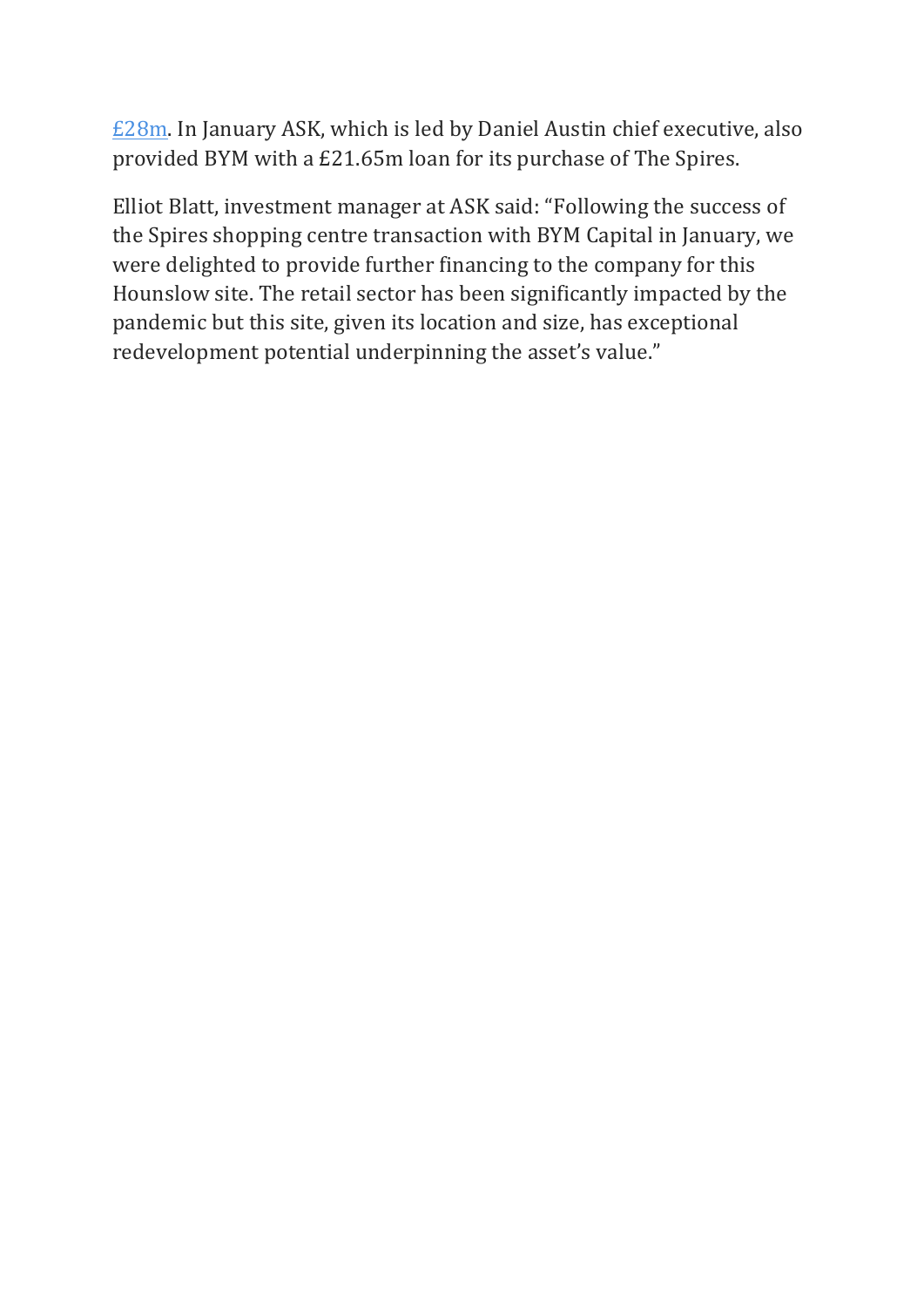£28m. In January ASK, which is led by Daniel Austin chief executive, also provided BYM with a £21.65m loan for its purchase of The Spires.

Elliot Blatt, investment manager at ASK said: "Following the success of the Spires shopping centre transaction with BYM Capital in January, we were delighted to provide further financing to the company for this Hounslow site. The retail sector has been significantly impacted by the pandemic but this site, given its location and size, has exceptional redevelopment potential underpinning the asset's value."